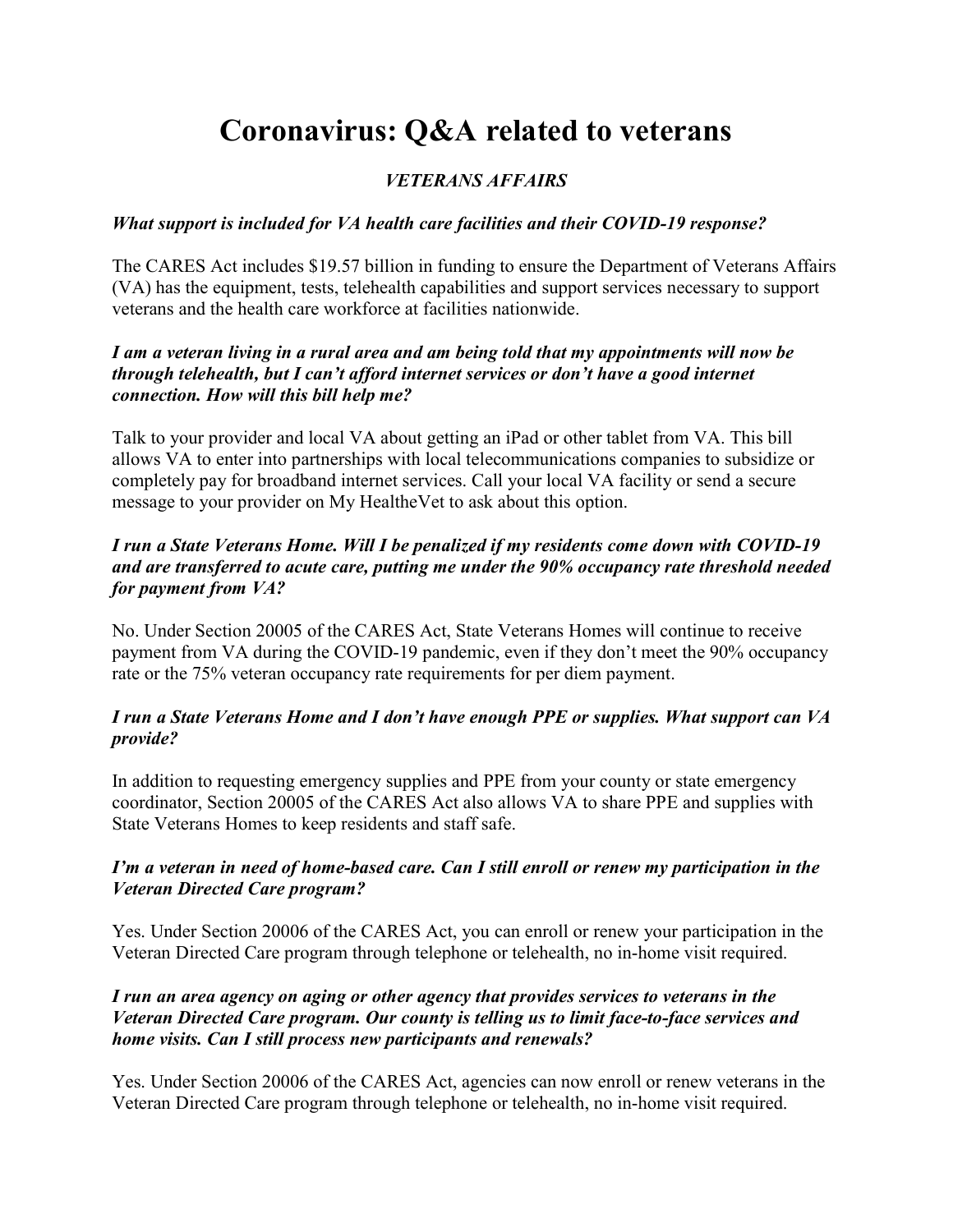# Coronavirus: Q&A related to veterans

## *VETERANS AFFAIRS*

***What support is included for VA health care facilities and their COVID-19 response?***

The CARES Act includes $19.57 billion in funding to ensure the Department of Veterans Affairs (VA) has the equipment, tests, telehealth capabilities and support services necessary to support veterans and the health care workforce at facilities nationwide.

***I am a veteran living in a rural area and am being told that my appointments will now be through telehealth, but I can't afford internet services or don't have a good internet connection. How will this bill help me?***

Talk to your provider and local VA about getting an iPad or other tablet from VA. This bill allows VA to enter into partnerships with local telecommunications companies to subsidize or completely pay for broadband internet services. Call your local VA facility or send a secure message to your provider on My HealtheVet to ask about this option.

***I run a State Veterans Home. Will I be penalized if my residents come down with COVID-19 and are transferred to acute care, putting me under the 90% occupancy rate threshold needed for payment from VA?***

No. Under Section 20005 of the CARES Act, State Veterans Homes will continue to receive payment from VA during the COVID-19 pandemic, even if they don't meet the 90% occupancy rate or the 75% veteran occupancy rate requirements for per diem payment.

***I run a State Veterans Home and I don't have enough PPE or supplies. What support can VA provide?***

In addition to requesting emergency supplies and PPE from your county or state emergency coordinator, Section 20005 of the CARES Act also allows VA to share PPE and supplies with State Veterans Homes to keep residents and staff safe.

***I'm a veteran in need of home-based care. Can I still enroll or renew my participation in the Veteran Directed Care program?***

Yes. Under Section 20006 of the CARES Act, you can enroll or renew your participation in the Veteran Directed Care program through telephone or telehealth, no in-home visit required.

***I run an area agency on aging or other agency that provides services to veterans in the Veteran Directed Care program. Our county is telling us to limit face-to-face services and home visits. Can I still process new participants and renewals?***

Yes. Under Section 20006 of the CARES Act, agencies can now enroll or renew veterans in the Veteran Directed Care program through telephone or telehealth, no in-home visit required.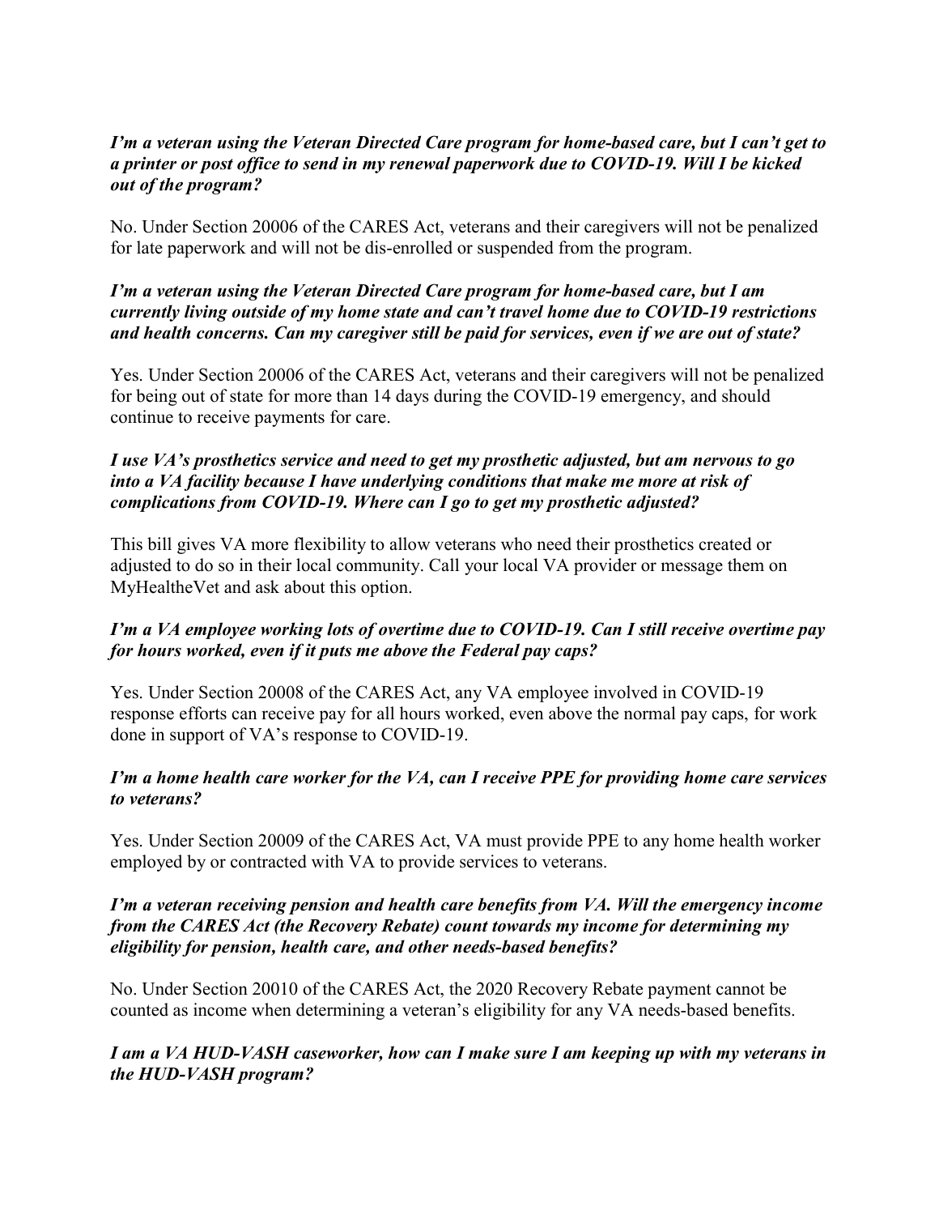***I'm a veteran using the Veteran Directed Care program for home-based care, but I can't get to a printer or post office to send in my renewal paperwork due to COVID-19. Will I be kicked out of the program?***

No. Under Section 20006 of the CARES Act, veterans and their caregivers will not be penalized for late paperwork and will not be dis-enrolled or suspended from the program.

***I'm a veteran using the Veteran Directed Care program for home-based care, but I am currently living outside of my home state and can't travel home due to COVID-19 restrictions and health concerns. Can my caregiver still be paid for services, even if we are out of state?***

Yes. Under Section 20006 of the CARES Act, veterans and their caregivers will not be penalized for being out of state for more than 14 days during the COVID-19 emergency, and should continue to receive payments for care.

***I use VA's prosthetics service and need to get my prosthetic adjusted, but am nervous to go into a VA facility because I have underlying conditions that make me more at risk of complications from COVID-19. Where can I go to get my prosthetic adjusted?***

This bill gives VA more flexibility to allow veterans who need their prosthetics created or adjusted to do so in their local community. Call your local VA provider or message them on MyHealtheVet and ask about this option.

***I'm a VA employee working lots of overtime due to COVID-19. Can I still receive overtime pay for hours worked, even if it puts me above the Federal pay caps?***

Yes. Under Section 20008 of the CARES Act, any VA employee involved in COVID-19 response efforts can receive pay for all hours worked, even above the normal pay caps, for work done in support of VA's response to COVID-19.

***I'm a home health care worker for the VA, can I receive PPE for providing home care services to veterans?***

Yes. Under Section 20009 of the CARES Act, VA must provide PPE to any home health worker employed by or contracted with VA to provide services to veterans.

***I'm a veteran receiving pension and health care benefits from VA. Will the emergency income from the CARES Act (the Recovery Rebate) count towards my income for determining my eligibility for pension, health care, and other needs-based benefits?***

No. Under Section 20010 of the CARES Act, the 2020 Recovery Rebate payment cannot be counted as income when determining a veteran's eligibility for any VA needs-based benefits.

***I am a VA HUD-VASH caseworker, how can I make sure I am keeping up with my veterans in the HUD-VASH program?***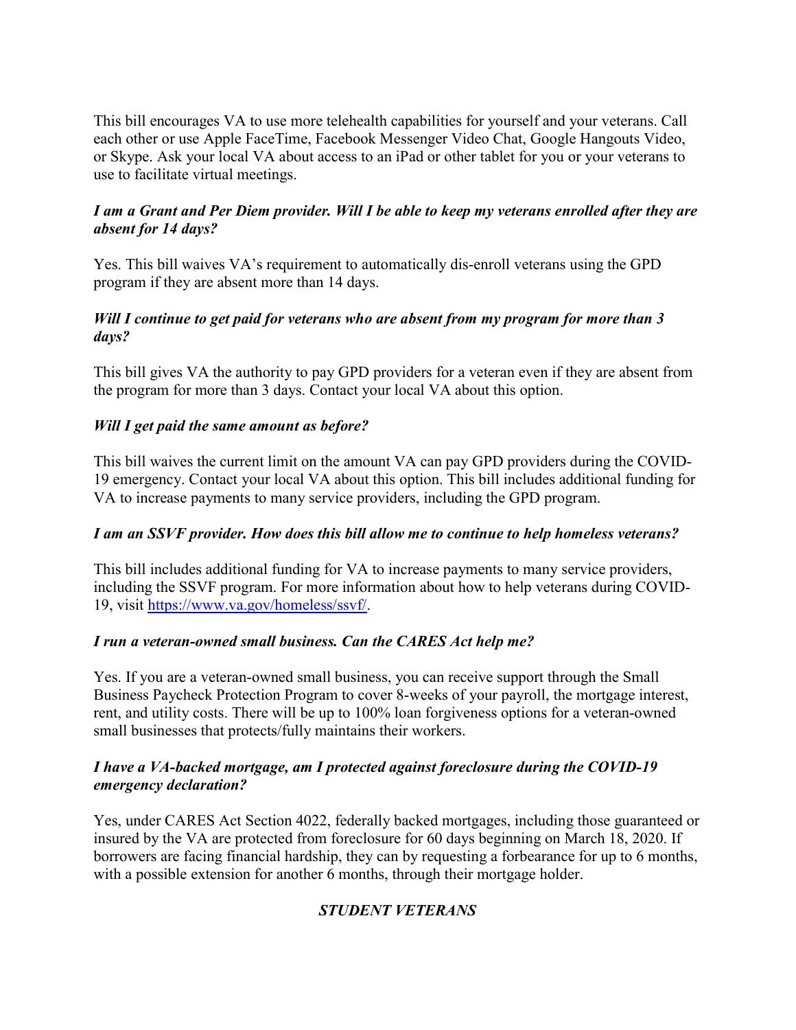This bill encourages VA to use more telehealth capabilities for yourself and your veterans. Call each other or use Apple FaceTime, Facebook Messenger Video Chat, Google Hangouts Video, or Skype. Ask your local VA about access to an iPad or other tablet for you or your veterans to use to facilitate virtual meetings.

***I am a Grant and Per Diem provider. Will I be able to keep my veterans enrolled after they are absent for 14 days?***

Yes. This bill waives VA's requirement to automatically dis-enroll veterans using the GPD program if they are absent more than 14 days.

***Will I continue to get paid for veterans who are absent from my program for more than 3 days?***

This bill gives VA the authority to pay GPD providers for a veteran even if they are absent from the program for more than 3 days. Contact your local VA about this option.

***Will I get paid the same amount as before?***

This bill waives the current limit on the amount VA can pay GPD providers during the COVID-19 emergency. Contact your local VA about this option. This bill includes additional funding for VA to increase payments to many service providers, including the GPD program.

***I am an SSVF provider. How does this bill allow me to continue to help homeless veterans?***

This bill includes additional funding for VA to increase payments to many service providers, including the SSVF program. For more information about how to help veterans during COVID-19, visit [https://www.va.gov/homeless/ssvf/](https://www.va.gov/homeless/ssvf/).

***I run a veteran-owned small business. Can the CARES Act help me?***

Yes. If you are a veteran-owned small business, you can receive support through the Small Business Paycheck Protection Program to cover 8-weeks of your payroll, the mortgage interest, rent, and utility costs. There will be up to 100% loan forgiveness options for a veteran-owned small businesses that protects/fully maintains their workers.

***I have a VA-backed mortgage, am I protected against foreclosure during the COVID-19 emergency declaration?***

Yes, under CARES Act Section 4022, federally backed mortgages, including those guaranteed or insured by the VA are protected from foreclosure for 60 days beginning on March 18, 2020. If borrowers are facing financial hardship, they can by requesting a forbearance for up to 6 months, with a possible extension for another 6 months, through their mortgage holder.

## *STUDENT VETERANS*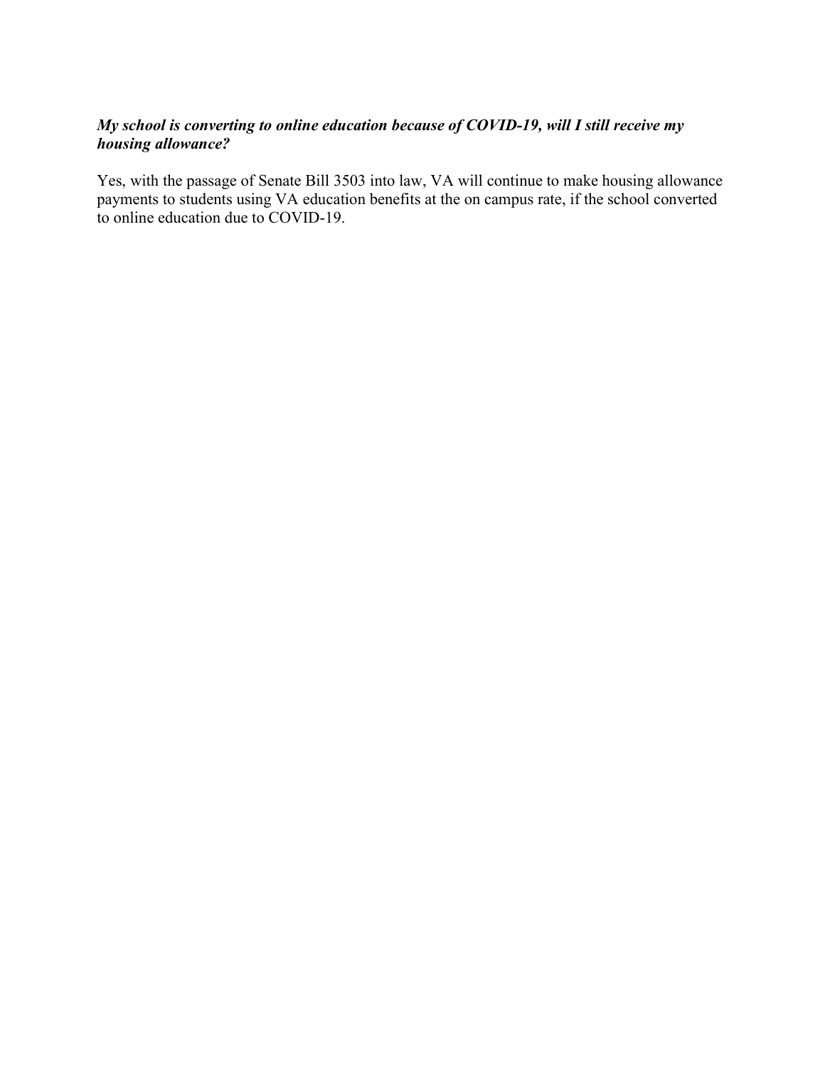***My school is converting to online education because of COVID-19, will I still receive my housing allowance?***

Yes, with the passage of Senate Bill 3503 into law, VA will continue to make housing allowance payments to students using VA education benefits at the on campus rate, if the school converted to online education due to COVID-19.